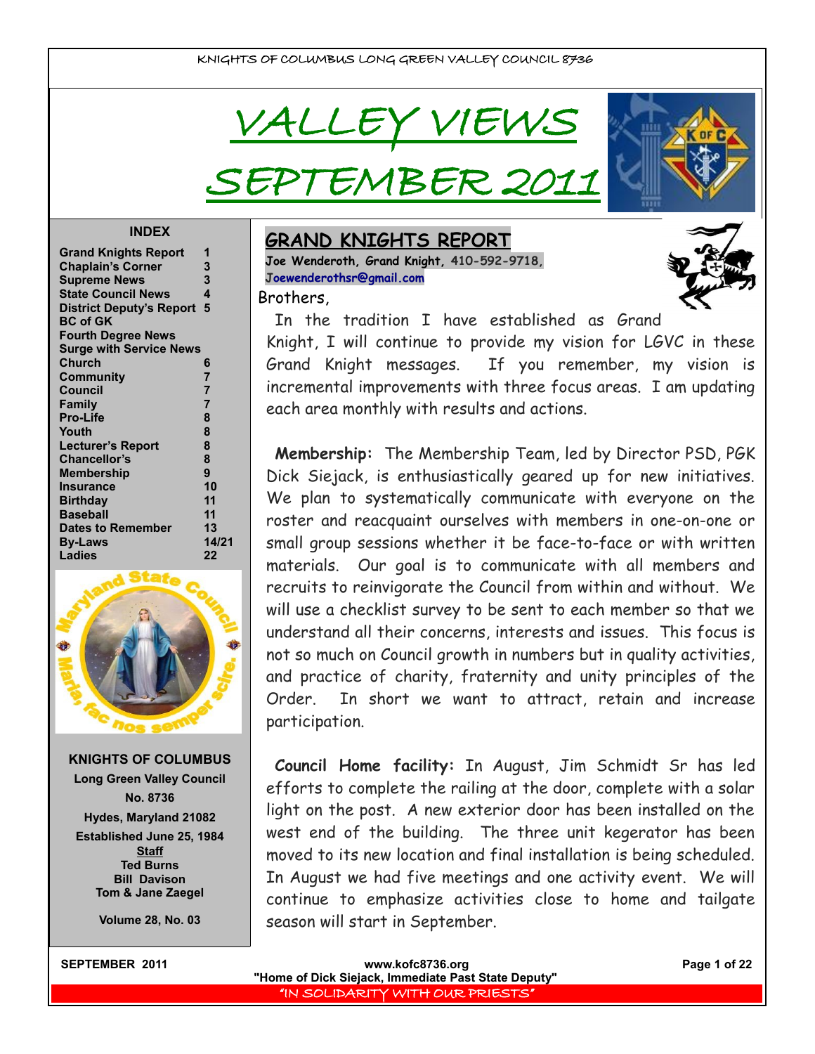KNIGHTS OF COLUMBUS LONG GREEN VALLEY COUNCIL 8736

# VALLEY VIEWS

# SEPTEMBER 2011

**INDEX**

| | |
|---|---|
| Grand Knights Report | 1 |
| Chaplain's Corner | 3 |
| Supreme News | 3 |
| State Council News | 4 |
| District Deputy's Report | 5 |
| BC of GK | |
| Fourth Degree News | |
| Surge with Service News | |
| Church | 6 |
| Community | 7 |
| Council | 7 |
| Family | 7 |
| Pro-Life | 8 |
| Youth | 8 |
| Lecturer's Report | 8 |
| Chancellor's | 8 |
| Membership | 9 |
| Insurance | 10 |
| Birthday | 11 |
| Baseball | 11 |
| Dates to Remember | 13 |
| By-Laws | 14/21 |
| Ladies | 22 |

Maryland State Council — Maria, fac nos semper scire.

**KNIGHTS OF COLUMBUS**
**Long Green Valley Council**
**No. 8736**
**Hydes, Maryland 21082**
**Established June 25, 1984**

**Staff**
**Ted Burns**
**Bill Davison**
**Tom & Jane Zaegel**

**Volume 28, No. 03**

## GRAND KNIGHTS REPORT

**Joe Wenderoth, Grand Knight, 410-592-9718, Joewenderothsr@gmail.com**

Brothers,

In the tradition I have established as Grand Knight, I will continue to provide my vision for LGVC in these Grand Knight messages. If you remember, my vision is incremental improvements with three focus areas. I am updating each area monthly with results and actions.

**Membership:** The Membership Team, led by Director PSD, PGK Dick Siejack, is enthusiastically geared up for new initiatives. We plan to systematically communicate with everyone on the roster and reacquaint ourselves with members in one-on-one or small group sessions whether it be face-to-face or with written materials. Our goal is to communicate with all members and recruits to reinvigorate the Council from within and without. We will use a checklist survey to be sent to each member so that we understand all their concerns, interests and issues. This focus is not so much on Council growth in numbers but in quality activities, and practice of charity, fraternity and unity principles of the Order. In short we want to attract, retain and increase participation.

**Council Home facility:** In August, Jim Schmidt Sr has led efforts to complete the railing at the door, complete with a solar light on the post. A new exterior door has been installed on the west end of the building. The three unit kegerator has been moved to its new location and final installation is being scheduled. In August we had five meetings and one activity event. We will continue to emphasize activities close to home and tailgate season will start in September.

www.kofc8736.org
"Home of Dick Siejack, Immediate Past State Deputy"
"IN SOLIDARITY WITH OUR PRIESTS"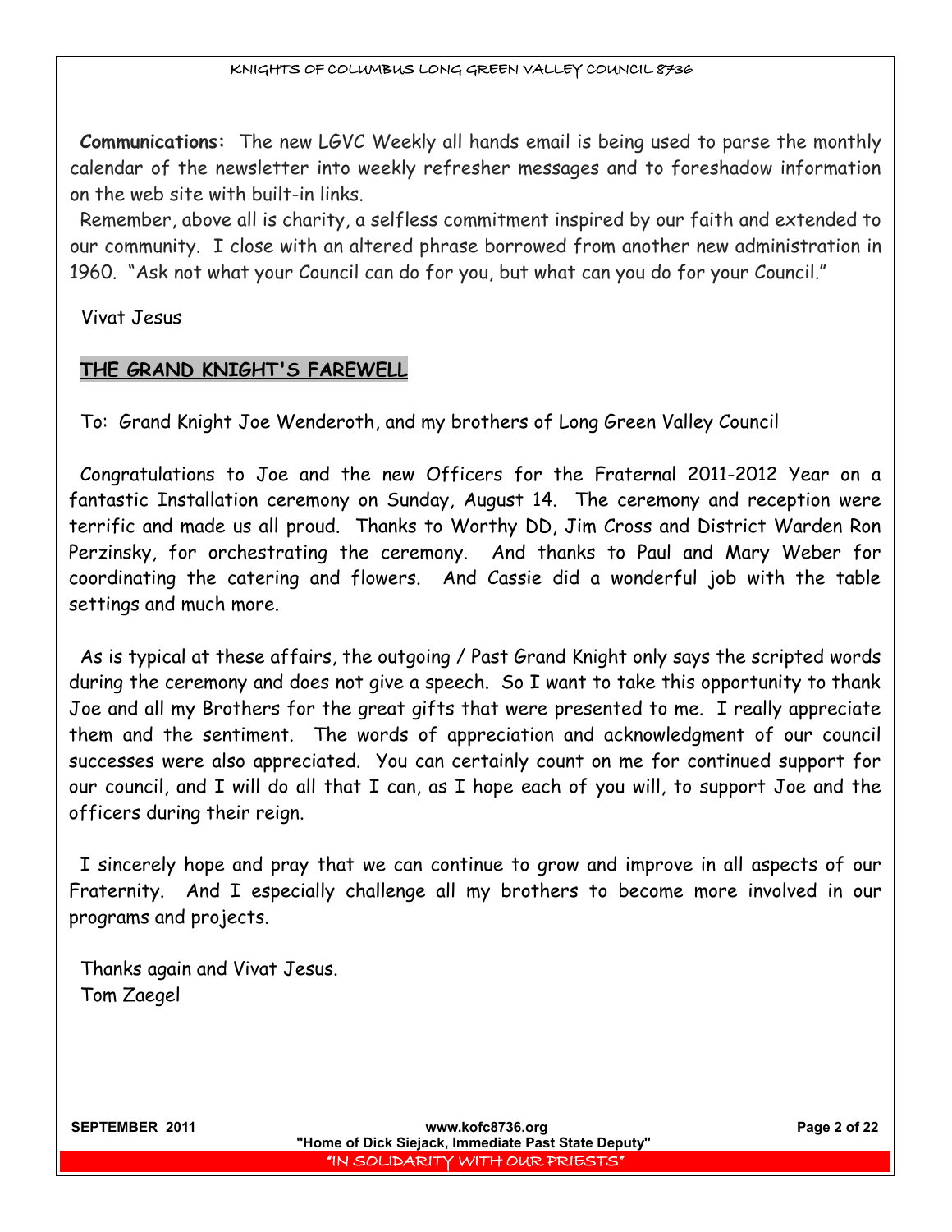**Communications:** The new LGVC Weekly all hands email is being used to parse the monthly calendar of the newsletter into weekly refresher messages and to foreshadow information on the web site with built-in links.

Remember, above all is charity, a selfless commitment inspired by our faith and extended to our community. I close with an altered phrase borrowed from another new administration in 1960. "Ask not what your Council can do for you, but what can you do for your Council."

Vivat Jesus

## THE GRAND KNIGHT'S FAREWELL

To: Grand Knight Joe Wenderoth, and my brothers of Long Green Valley Council

Congratulations to Joe and the new Officers for the Fraternal 2011-2012 Year on a fantastic Installation ceremony on Sunday, August 14. The ceremony and reception were terrific and made us all proud. Thanks to Worthy DD, Jim Cross and District Warden Ron Perzinsky, for orchestrating the ceremony. And thanks to Paul and Mary Weber for coordinating the catering and flowers. And Cassie did a wonderful job with the table settings and much more.

As is typical at these affairs, the outgoing / Past Grand Knight only says the scripted words during the ceremony and does not give a speech. So I want to take this opportunity to thank Joe and all my Brothers for the great gifts that were presented to me. I really appreciate them and the sentiment. The words of appreciation and acknowledgment of our council successes were also appreciated. You can certainly count on me for continued support for our council, and I will do all that I can, as I hope each of you will, to support Joe and the officers during their reign.

I sincerely hope and pray that we can continue to grow and improve in all aspects of our Fraternity. And I especially challenge all my brothers to become more involved in our programs and projects.

Thanks again and Vivat Jesus.
Tom Zaegel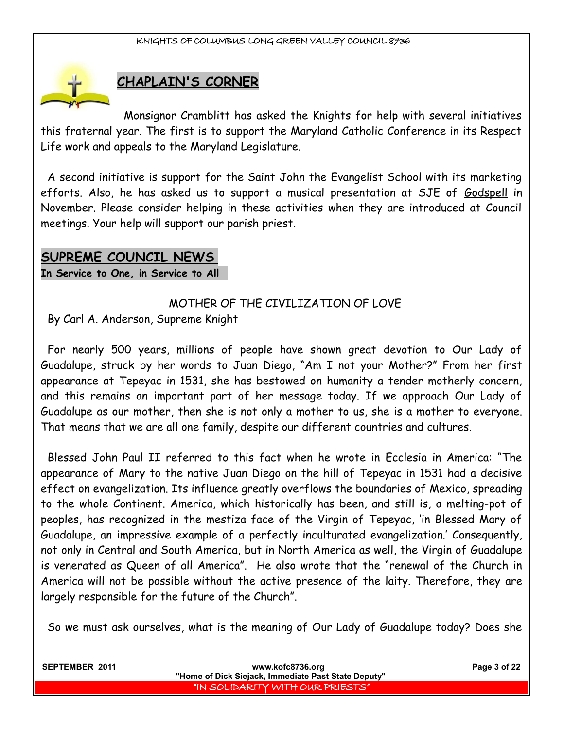## CHAPLAIN'S CORNER

Monsignor Cramblitt has asked the Knights for help with several initiatives this fraternal year. The first is to support the Maryland Catholic Conference in its Respect Life work and appeals to the Maryland Legislature.

A second initiative is support for the Saint John the Evangelist School with its marketing efforts. Also, he has asked us to support a musical presentation at SJE of Godspell in November. Please consider helping in these activities when they are introduced at Council meetings. Your help will support our parish priest.

## SUPREME COUNCIL NEWS

**In Service to One, in Service to All**

MOTHER OF THE CIVILIZATION OF LOVE

By Carl A. Anderson, Supreme Knight

For nearly 500 years, millions of people have shown great devotion to Our Lady of Guadalupe, struck by her words to Juan Diego, "Am I not your Mother?" From her first appearance at Tepeyac in 1531, she has bestowed on humanity a tender motherly concern, and this remains an important part of her message today. If we approach Our Lady of Guadalupe as our mother, then she is not only a mother to us, she is a mother to everyone. That means that we are all one family, despite our different countries and cultures.

Blessed John Paul II referred to this fact when he wrote in Ecclesia in America: "The appearance of Mary to the native Juan Diego on the hill of Tepeyac in 1531 had a decisive effect on evangelization. Its influence greatly overflows the boundaries of Mexico, spreading to the whole Continent. America, which historically has been, and still is, a melting-pot of peoples, has recognized in the mestiza face of the Virgin of Tepeyac, 'in Blessed Mary of Guadalupe, an impressive example of a perfectly inculturated evangelization.' Consequently, not only in Central and South America, but in North America as well, the Virgin of Guadalupe is venerated as Queen of all America". He also wrote that the "renewal of the Church in America will not be possible without the active presence of the laity. Therefore, they are largely responsible for the future of the Church".

So we must ask ourselves, what is the meaning of Our Lady of Guadalupe today? Does she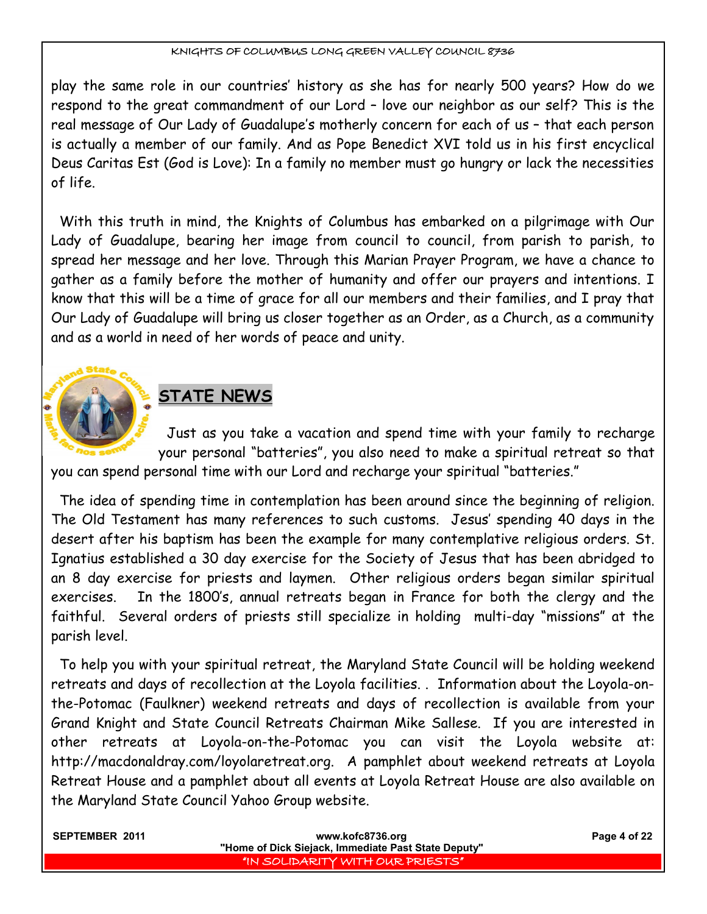play the same role in our countries' history as she has for nearly 500 years? How do we respond to the great commandment of our Lord – love our neighbor as our self? This is the real message of Our Lady of Guadalupe's motherly concern for each of us – that each person is actually a member of our family. And as Pope Benedict XVI told us in his first encyclical Deus Caritas Est (God is Love): In a family no member must go hungry or lack the necessities of life.

With this truth in mind, the Knights of Columbus has embarked on a pilgrimage with Our Lady of Guadalupe, bearing her image from council to council, from parish to parish, to spread her message and her love. Through this Marian Prayer Program, we have a chance to gather as a family before the mother of humanity and offer our prayers and intentions. I know that this will be a time of grace for all our members and their families, and I pray that Our Lady of Guadalupe will bring us closer together as an Order, as a Church, as a community and as a world in need of her words of peace and unity.

## STATE NEWS

Just as you take a vacation and spend time with your family to recharge your personal "batteries", you also need to make a spiritual retreat so that you can spend personal time with our Lord and recharge your spiritual "batteries."

The idea of spending time in contemplation has been around since the beginning of religion. The Old Testament has many references to such customs. Jesus' spending 40 days in the desert after his baptism has been the example for many contemplative religious orders. St. Ignatius established a 30 day exercise for the Society of Jesus that has been abridged to an 8 day exercise for priests and laymen. Other religious orders began similar spiritual exercises. In the 1800's, annual retreats began in France for both the clergy and the faithful. Several orders of priests still specialize in holding multi-day "missions" at the parish level.

To help you with your spiritual retreat, the Maryland State Council will be holding weekend retreats and days of recollection at the Loyola facilities. . Information about the Loyola-on-the-Potomac (Faulkner) weekend retreats and days of recollection is available from your Grand Knight and State Council Retreats Chairman Mike Sallese. If you are interested in other retreats at Loyola-on-the-Potomac you can visit the Loyola website at: http://macdonaldray.com/loyolaretreat.org. A pamphlet about weekend retreats at Loyola Retreat House and a pamphlet about all events at Loyola Retreat House are also available on the Maryland State Council Yahoo Group website.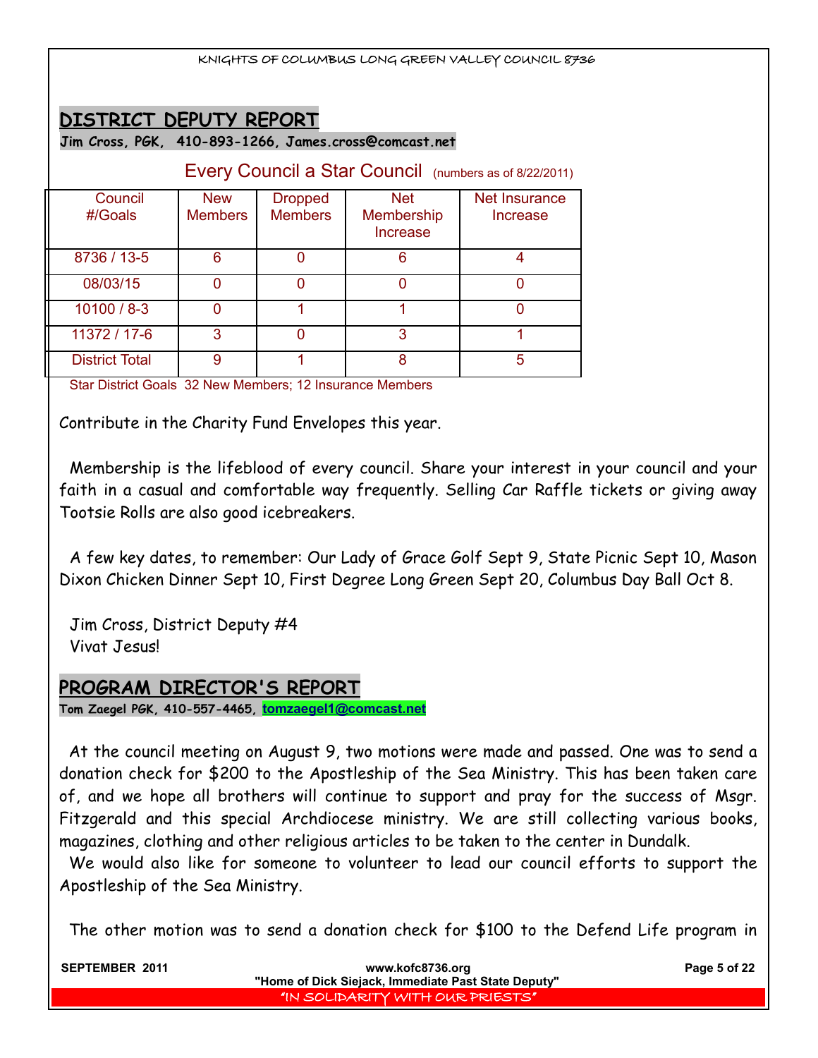## DISTRICT DEPUTY REPORT

**Jim Cross, PGK, 410-893-1266, James.cross@comcast.net**

### Every Council a Star Council (numbers as of 8/22/2011)

| Council #/Goals | New Members | Dropped Members | Net Membership Increase | Net Insurance Increase |
|---|---|---|---|---|
| 8736 / 13-5 | 6 | 0 | 6 | 4 |
| 08/03/15 | 0 | 0 | 0 | 0 |
| 10100 / 8-3 | 0 | 1 | 1 | 0 |
| 11372 / 17-6 | 3 | 0 | 3 | 1 |
| District Total | 9 | 1 | 8 | 5 |

Star District Goals 32 New Members; 12 Insurance Members

Contribute in the Charity Fund Envelopes this year.

Membership is the lifeblood of every council. Share your interest in your council and your faith in a casual and comfortable way frequently. Selling Car Raffle tickets or giving away Tootsie Rolls are also good icebreakers.

A few key dates, to remember: Our Lady of Grace Golf Sept 9, State Picnic Sept 10, Mason Dixon Chicken Dinner Sept 10, First Degree Long Green Sept 20, Columbus Day Ball Oct 8.

Jim Cross, District Deputy #4
Vivat Jesus!

## PROGRAM DIRECTOR'S REPORT

**Tom Zaegel PGK, 410-557-4465, tomzaegel1@comcast.net**

At the council meeting on August 9, two motions were made and passed. One was to send a donation check for $200 to the Apostleship of the Sea Ministry. This has been taken care of, and we hope all brothers will continue to support and pray for the success of Msgr. Fitzgerald and this special Archdiocese ministry. We are still collecting various books, magazines, clothing and other religious articles to be taken to the center in Dundalk.

We would also like for someone to volunteer to lead our council efforts to support the Apostleship of the Sea Ministry.

The other motion was to send a donation check for $100 to the Defend Life program in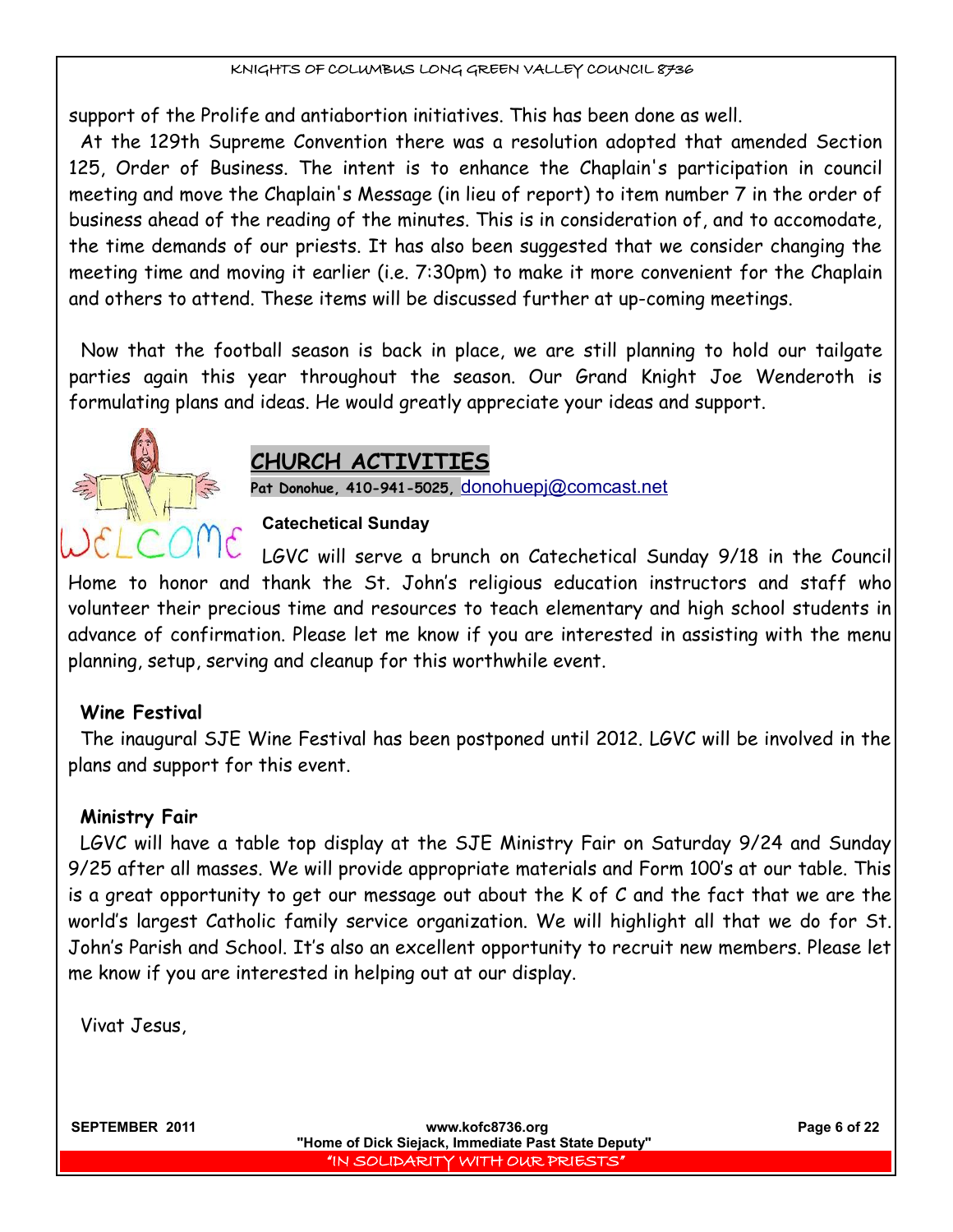support of the Prolife and antiabortion initiatives. This has been done as well.

At the 129th Supreme Convention there was a resolution adopted that amended Section 125, Order of Business. The intent is to enhance the Chaplain's participation in council meeting and move the Chaplain's Message (in lieu of report) to item number 7 in the order of business ahead of the reading of the minutes. This is in consideration of, and to accomodate, the time demands of our priests. It has also been suggested that we consider changing the meeting time and moving it earlier (i.e. 7:30pm) to make it more convenient for the Chaplain and others to attend. These items will be discussed further at up-coming meetings.

Now that the football season is back in place, we are still planning to hold our tailgate parties again this year throughout the season. Our Grand Knight Joe Wenderoth is formulating plans and ideas. He would greatly appreciate your ideas and support.

## CHURCH ACTIVITIES

**Pat Donohue, 410-941-5025,** donohuepj@comcast.net

### Catechetical Sunday

LGVC will serve a brunch on Catechetical Sunday 9/18 in the Council Home to honor and thank the St. John's religious education instructors and staff who volunteer their precious time and resources to teach elementary and high school students in advance of confirmation. Please let me know if you are interested in assisting with the menu planning, setup, serving and cleanup for this worthwhile event.

### Wine Festival

The inaugural SJE Wine Festival has been postponed until 2012. LGVC will be involved in the plans and support for this event.

### Ministry Fair

LGVC will have a table top display at the SJE Ministry Fair on Saturday 9/24 and Sunday 9/25 after all masses. We will provide appropriate materials and Form 100's at our table. This is a great opportunity to get our message out about the K of C and the fact that we are the world's largest Catholic family service organization. We will highlight all that we do for St. John's Parish and School. It's also an excellent opportunity to recruit new members. Please let me know if you are interested in helping out at our display.

Vivat Jesus,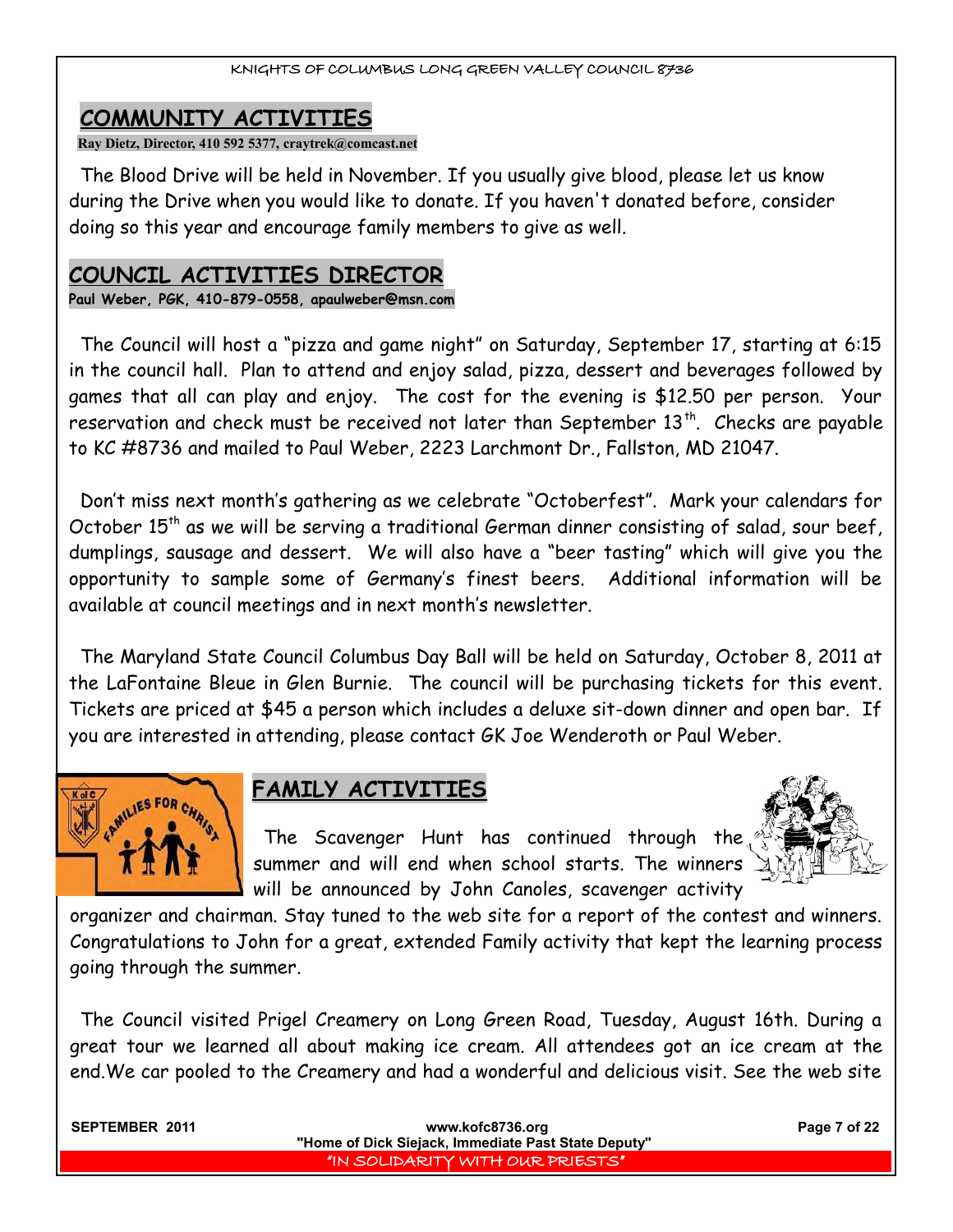## COMMUNITY ACTIVITIES

**Ray Dietz, Director, 410 592 5377, craytrek@comcast.net**

The Blood Drive will be held in November. If you usually give blood, please let us know during the Drive when you would like to donate. If you haven't donated before, consider doing so this year and encourage family members to give as well.

## COUNCIL ACTIVITIES DIRECTOR

**Paul Weber, PGK, 410-879-0558, apaulweber@msn.com**

The Council will host a "pizza and game night" on Saturday, September 17, starting at 6:15 in the council hall. Plan to attend and enjoy salad, pizza, dessert and beverages followed by games that all can play and enjoy. The cost for the evening is $12.50 per person. Your reservation and check must be received not later than September 13th. Checks are payable to KC #8736 and mailed to Paul Weber, 2223 Larchmont Dr., Fallston, MD 21047.

Don't miss next month's gathering as we celebrate "Octoberfest". Mark your calendars for October 15th as we will be serving a traditional German dinner consisting of salad, sour beef, dumplings, sausage and dessert. We will also have a "beer tasting" which will give you the opportunity to sample some of Germany's finest beers. Additional information will be available at council meetings and in next month's newsletter.

The Maryland State Council Columbus Day Ball will be held on Saturday, October 8, 2011 at the LaFontaine Bleue in Glen Burnie. The council will be purchasing tickets for this event. Tickets are priced at $45 a person which includes a deluxe sit-down dinner and open bar. If you are interested in attending, please contact GK Joe Wenderoth or Paul Weber.

## FAMILY ACTIVITIES

The Scavenger Hunt has continued through the summer and will end when school starts. The winners will be announced by John Canoles, scavenger activity organizer and chairman. Stay tuned to the web site for a report of the contest and winners. Congratulations to John for a great, extended Family activity that kept the learning process going through the summer.

The Council visited Prigel Creamery on Long Green Road, Tuesday, August 16th. During a great tour we learned all about making ice cream. All attendees got an ice cream at the end. We car pooled to the Creamery and had a wonderful and delicious visit. See the web site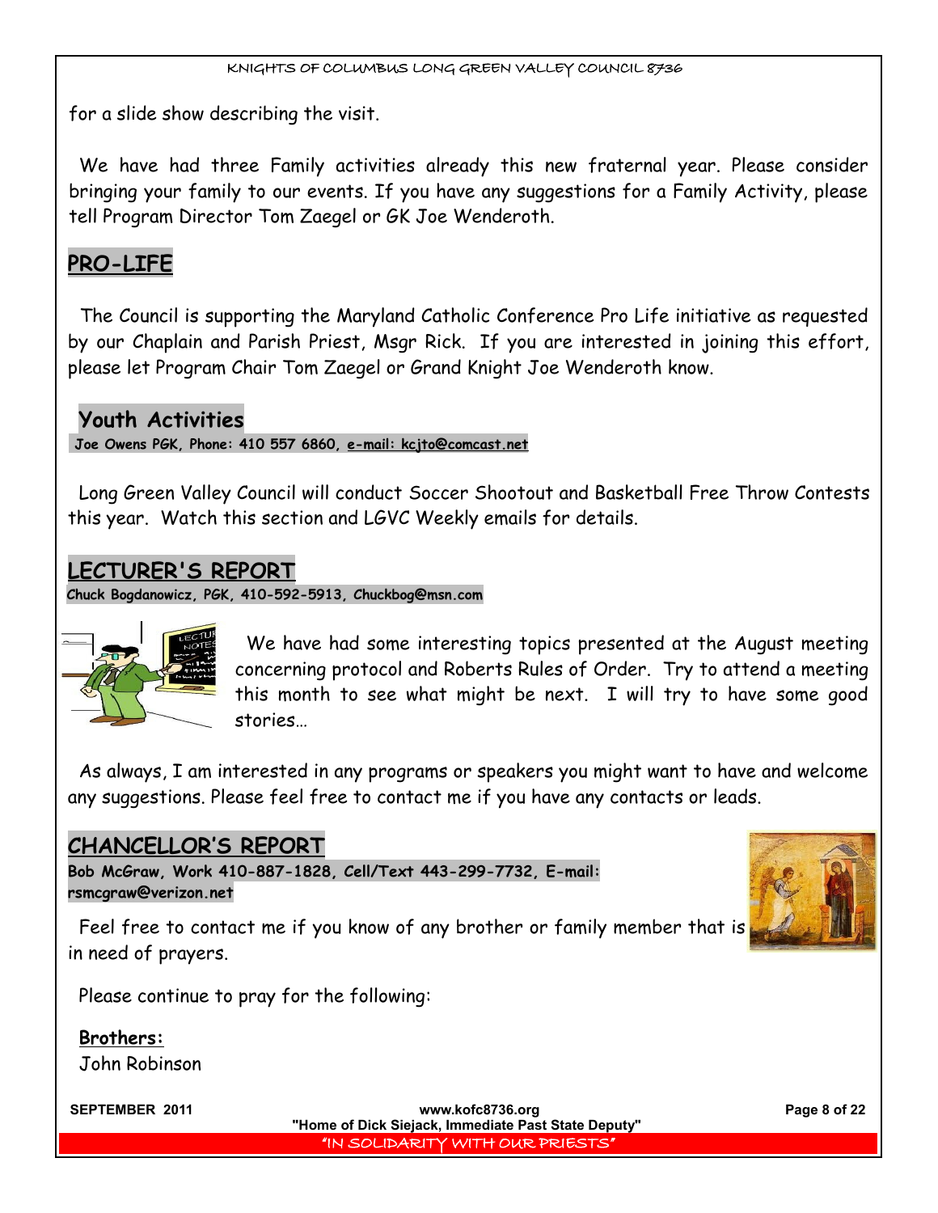for a slide show describing the visit.

We have had three Family activities already this new fraternal year. Please consider bringing your family to our events. If you have any suggestions for a Family Activity, please tell Program Director Tom Zaegel or GK Joe Wenderoth.

## PRO-LIFE

The Council is supporting the Maryland Catholic Conference Pro Life initiative as requested by our Chaplain and Parish Priest, Msgr Rick. If you are interested in joining this effort, please let Program Chair Tom Zaegel or Grand Knight Joe Wenderoth know.

## Youth Activities

**Joe Owens PGK, Phone: 410 557 6860, e-mail: kcjto@comcast.net**

Long Green Valley Council will conduct Soccer Shootout and Basketball Free Throw Contests this year. Watch this section and LGVC Weekly emails for details.

## LECTURER'S REPORT

**Chuck Bogdanowicz, PGK, 410-592-5913, Chuckbog@msn.com**

We have had some interesting topics presented at the August meeting concerning protocol and Roberts Rules of Order. Try to attend a meeting this month to see what might be next. I will try to have some good stories…

As always, I am interested in any programs or speakers you might want to have and welcome any suggestions. Please feel free to contact me if you have any contacts or leads.

## CHANCELLOR'S REPORT

**Bob McGraw, Work 410-887-1828, Cell/Text 443-299-7732, E-mail: rsmcgraw@verizon.net**

Feel free to contact me if you know of any brother or family member that is in need of prayers.

Please continue to pray for the following:

**Brothers:**

John Robinson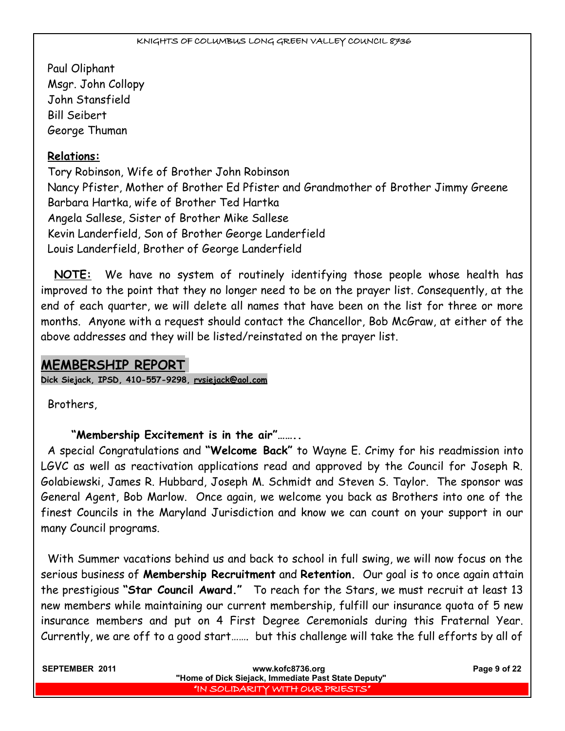Paul Oliphant
Msgr. John Collopy
John Stansfield
Bill Seibert
George Thuman

**Relations:**

Tory Robinson, Wife of Brother John Robinson
Nancy Pfister, Mother of Brother Ed Pfister and Grandmother of Brother Jimmy Greene
Barbara Hartka, wife of Brother Ted Hartka
Angela Sallese, Sister of Brother Mike Sallese
Kevin Landerfield, Son of Brother George Landerfield
Louis Landerfield, Brother of George Landerfield

**NOTE:** We have no system of routinely identifying those people whose health has improved to the point that they no longer need to be on the prayer list. Consequently, at the end of each quarter, we will delete all names that have been on the list for three or more months. Anyone with a request should contact the Chancellor, Bob McGraw, at either of the above addresses and they will be listed/reinstated on the prayer list.

## MEMBERSHIP REPORT

**Dick Siejack, IPSD, 410-557-9298, rvsiejack@aol.com**

Brothers,

**"Membership Excitement is in the air"**……..

A special Congratulations and **"Welcome Back"** to Wayne E. Crimy for his readmission into LGVC as well as reactivation applications read and approved by the Council for Joseph R. Golabiewski, James R. Hubbard, Joseph M. Schmidt and Steven S. Taylor. The sponsor was General Agent, Bob Marlow. Once again, we welcome you back as Brothers into one of the finest Councils in the Maryland Jurisdiction and know we can count on your support in our many Council programs.

With Summer vacations behind us and back to school in full swing, we will now focus on the serious business of **Membership Recruitment** and **Retention.** Our goal is to once again attain the prestigious **"Star Council Award."** To reach for the Stars, we must recruit at least 13 new members while maintaining our current membership, fulfill our insurance quota of 5 new insurance members and put on 4 First Degree Ceremonials during this Fraternal Year. Currently, we are off to a good start……. but this challenge will take the full efforts by all of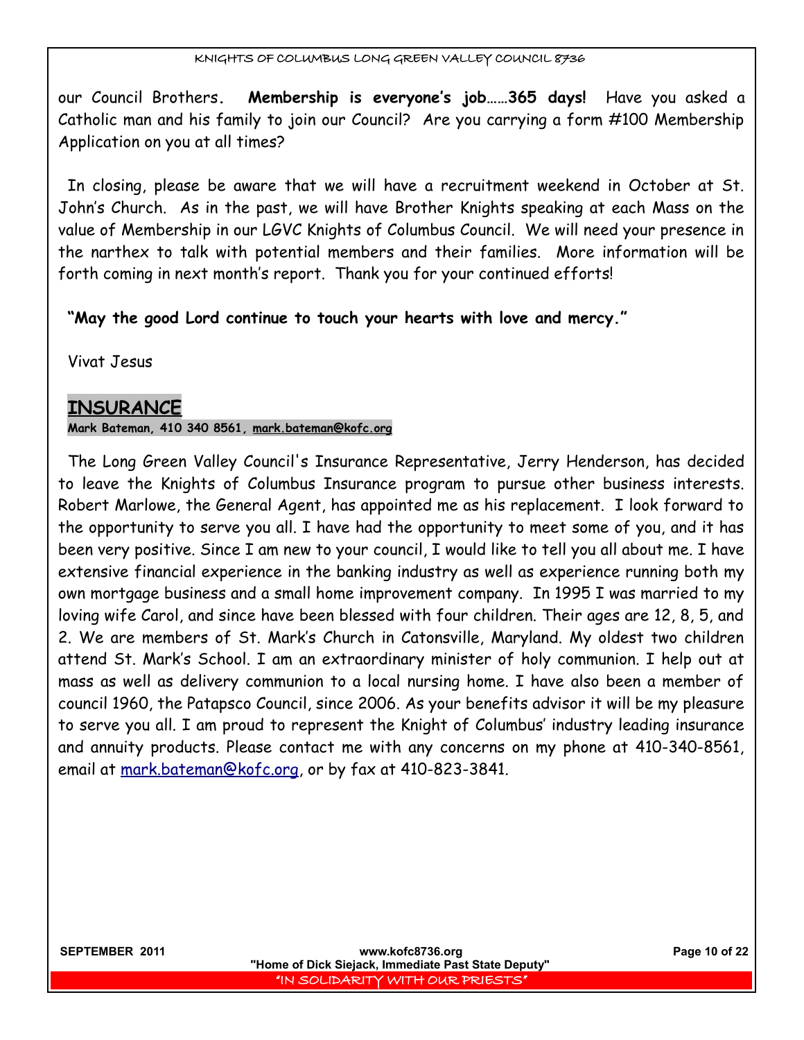our Council Brothers. **Membership is everyone's job……365 days!** Have you asked a Catholic man and his family to join our Council? Are you carrying a form #100 Membership Application on you at all times?

In closing, please be aware that we will have a recruitment weekend in October at St. John's Church. As in the past, we will have Brother Knights speaking at each Mass on the value of Membership in our LGVC Knights of Columbus Council. We will need your presence in the narthex to talk with potential members and their families. More information will be forth coming in next month's report. Thank you for your continued efforts!

**"May the good Lord continue to touch your hearts with love and mercy."**

Vivat Jesus

## INSURANCE

**Mark Bateman, 410 340 8561, mark.bateman@kofc.org**

The Long Green Valley Council's Insurance Representative, Jerry Henderson, has decided to leave the Knights of Columbus Insurance program to pursue other business interests. Robert Marlowe, the General Agent, has appointed me as his replacement. I look forward to the opportunity to serve you all. I have had the opportunity to meet some of you, and it has been very positive. Since I am new to your council, I would like to tell you all about me. I have extensive financial experience in the banking industry as well as experience running both my own mortgage business and a small home improvement company. In 1995 I was married to my loving wife Carol, and since have been blessed with four children. Their ages are 12, 8, 5, and 2. We are members of St. Mark's Church in Catonsville, Maryland. My oldest two children attend St. Mark's School. I am an extraordinary minister of holy communion. I help out at mass as well as delivery communion to a local nursing home. I have also been a member of council 1960, the Patapsco Council, since 2006. As your benefits advisor it will be my pleasure to serve you all. I am proud to represent the Knight of Columbus' industry leading insurance and annuity products. Please contact me with any concerns on my phone at 410-340-8561, email at mark.bateman@kofc.org, or by fax at 410-823-3841.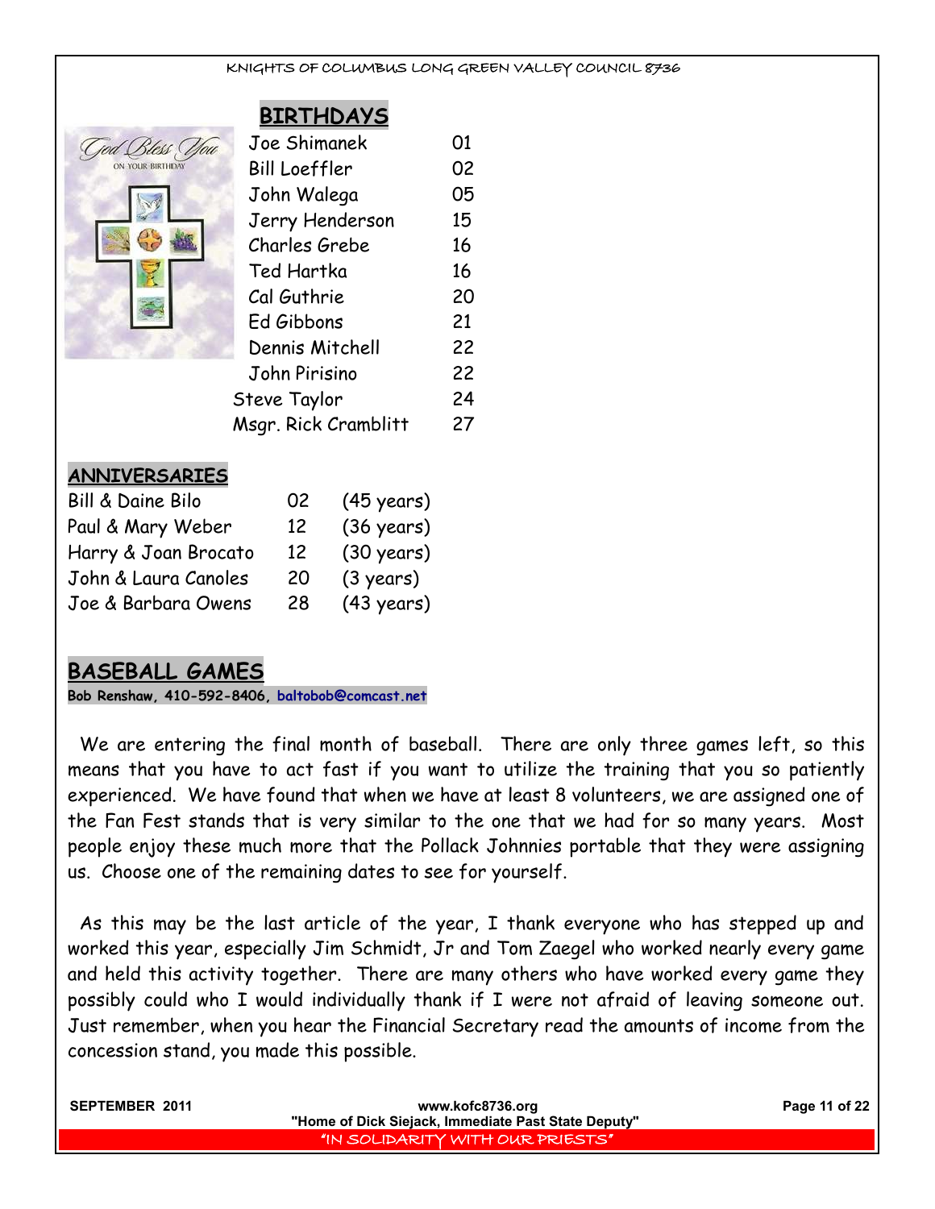## BIRTHDAYS

| | |
|---|---|
| Joe Shimanek | 01 |
| Bill Loeffler | 02 |
| John Walega | 05 |
| Jerry Henderson | 15 |
| Charles Grebe | 16 |
| Ted Hartka | 16 |
| Cal Guthrie | 20 |
| Ed Gibbons | 21 |
| Dennis Mitchell | 22 |
| John Pirisino | 22 |
| Steve Taylor | 24 |
| Msgr. Rick Cramblitt | 27 |

## ANNIVERSARIES

| | | |
|---|---|---|
| Bill & Daine Bilo | 02 | (45 years) |
| Paul & Mary Weber | 12 | (36 years) |
| Harry & Joan Brocato | 12 | (30 years) |
| John & Laura Canoles | 20 | (3 years) |
| Joe & Barbara Owens | 28 | (43 years) |

## BASEBALL GAMES

**Bob Renshaw, 410-592-8406, baltobob@comcast.net**

We are entering the final month of baseball. There are only three games left, so this means that you have to act fast if you want to utilize the training that you so patiently experienced. We have found that when we have at least 8 volunteers, we are assigned one of the Fan Fest stands that is very similar to the one that we had for so many years. Most people enjoy these much more that the Pollack Johnnies portable that they were assigning us. Choose one of the remaining dates to see for yourself.

As this may be the last article of the year, I thank everyone who has stepped up and worked this year, especially Jim Schmidt, Jr and Tom Zaegel who worked nearly every game and held this activity together. There are many others who have worked every game they possibly could who I would individually thank if I were not afraid of leaving someone out. Just remember, when you hear the Financial Secretary read the amounts of income from the concession stand, you made this possible.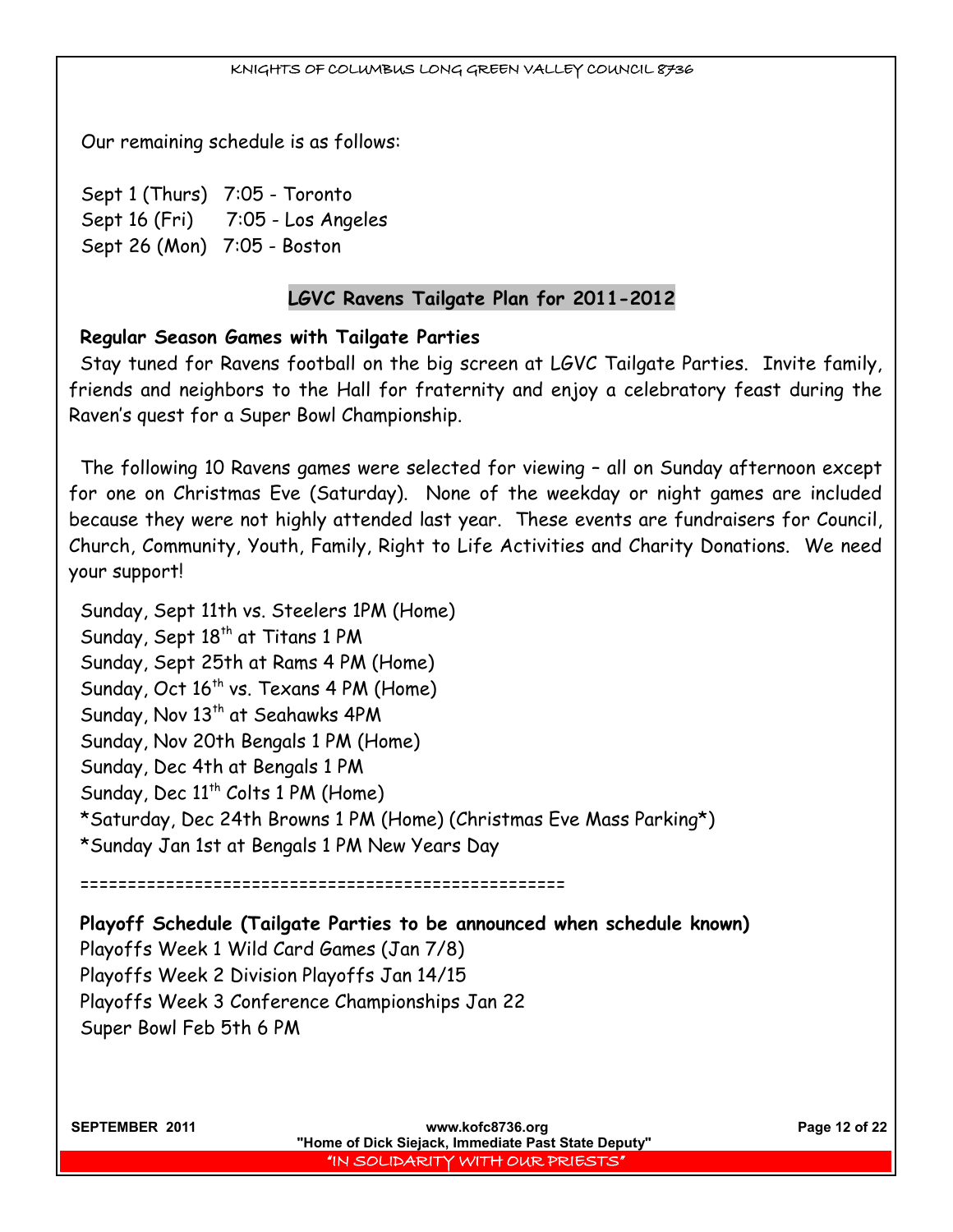Our remaining schedule is as follows:

Sept 1 (Thurs)   7:05 - Toronto
Sept 16 (Fri)   7:05 - Los Angeles
Sept 26 (Mon)   7:05 - Boston

## LGVC Ravens Tailgate Plan for 2011-2012

**Regular Season Games with Tailgate Parties**

Stay tuned for Ravens football on the big screen at LGVC Tailgate Parties. Invite family, friends and neighbors to the Hall for fraternity and enjoy a celebratory feast during the Raven's quest for a Super Bowl Championship.

The following 10 Ravens games were selected for viewing – all on Sunday afternoon except for one on Christmas Eve (Saturday). None of the weekday or night games are included because they were not highly attended last year. These events are fundraisers for Council, Church, Community, Youth, Family, Right to Life Activities and Charity Donations. We need your support!

Sunday, Sept 11th vs. Steelers 1PM (Home)
Sunday, Sept 18th at Titans 1 PM
Sunday, Sept 25th at Rams 4 PM (Home)
Sunday, Oct 16th vs. Texans 4 PM (Home)
Sunday, Nov 13th at Seahawks 4PM
Sunday, Nov 20th Bengals 1 PM (Home)
Sunday, Dec 4th at Bengals 1 PM
Sunday, Dec 11th Colts 1 PM (Home)
*Saturday, Dec 24th Browns 1 PM (Home) (Christmas Eve Mass Parking*)
*Sunday Jan 1st at Bengals 1 PM New Years Day

====================================================

**Playoff Schedule (Tailgate Parties to be announced when schedule known)**

Playoffs Week 1 Wild Card Games (Jan 7/8)
Playoffs Week 2 Division Playoffs Jan 14/15
Playoffs Week 3 Conference Championships Jan 22
Super Bowl Feb 5th 6 PM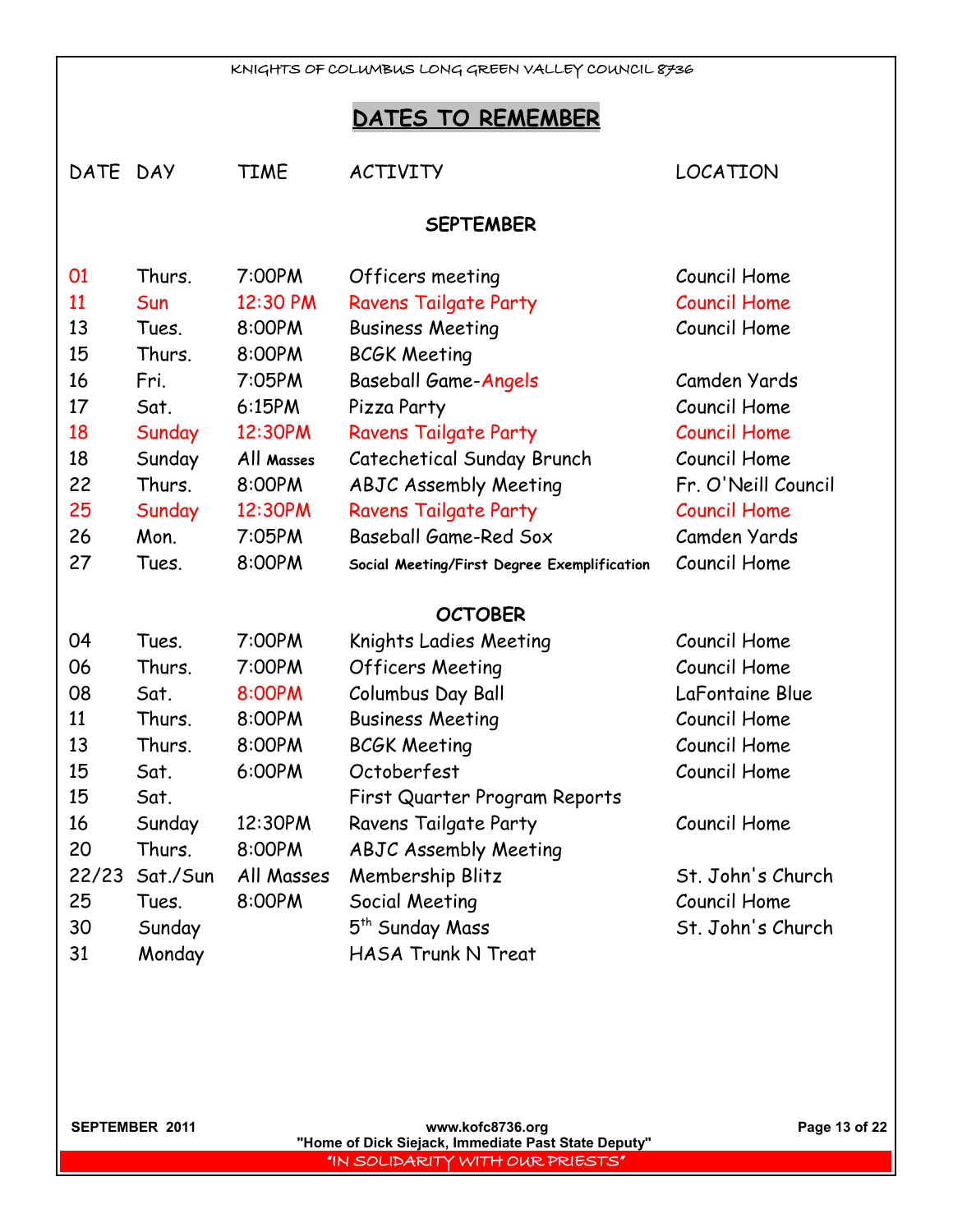## DATES TO REMEMBER

| DATE | DAY | TIME | ACTIVITY | LOCATION |
|---|---|---|---|---|
| | | | **SEPTEMBER** | |
| 01 | Thurs. | 7:00PM | Officers meeting | Council Home |
| 11 | Sun | 12:30 PM | Ravens Tailgate Party | Council Home |
| 13 | Tues. | 8:00PM | Business Meeting | Council Home |
| 15 | Thurs. | 8:00PM | BCGK Meeting | |
| 16 | Fri. | 7:05PM | Baseball Game-Angels | Camden Yards |
| 17 | Sat. | 6:15PM | Pizza Party | Council Home |
| 18 | Sunday | 12:30PM | Ravens Tailgate Party | Council Home |
| 18 | Sunday | All Masses | Catechetical Sunday Brunch | Council Home |
| 22 | Thurs. | 8:00PM | ABJC Assembly Meeting | Fr. O'Neill Council |
| 25 | Sunday | 12:30PM | Ravens Tailgate Party | Council Home |
| 26 | Mon. | 7:05PM | Baseball Game-Red Sox | Camden Yards |
| 27 | Tues. | 8:00PM | Social Meeting/First Degree Exemplification | Council Home |
| | | | **OCTOBER** | |
| 04 | Tues. | 7:00PM | Knights Ladies Meeting | Council Home |
| 06 | Thurs. | 7:00PM | Officers Meeting | Council Home |
| 08 | Sat. | 8:00PM | Columbus Day Ball | LaFontaine Blue |
| 11 | Thurs. | 8:00PM | Business Meeting | Council Home |
| 13 | Thurs. | 8:00PM | BCGK Meeting | Council Home |
| 15 | Sat. | 6:00PM | Octoberfest | Council Home |
| 15 | Sat. | | First Quarter Program Reports | |
| 16 | Sunday | 12:30PM | Ravens Tailgate Party | Council Home |
| 20 | Thurs. | 8:00PM | ABJC Assembly Meeting | |
| 22/23 | Sat./Sun | All Masses | Membership Blitz | St. John's Church |
| 25 | Tues. | 8:00PM | Social Meeting | Council Home |
| 30 | Sunday | | 5th Sunday Mass | St. John's Church |
| 31 | Monday | | HASA Trunk N Treat | |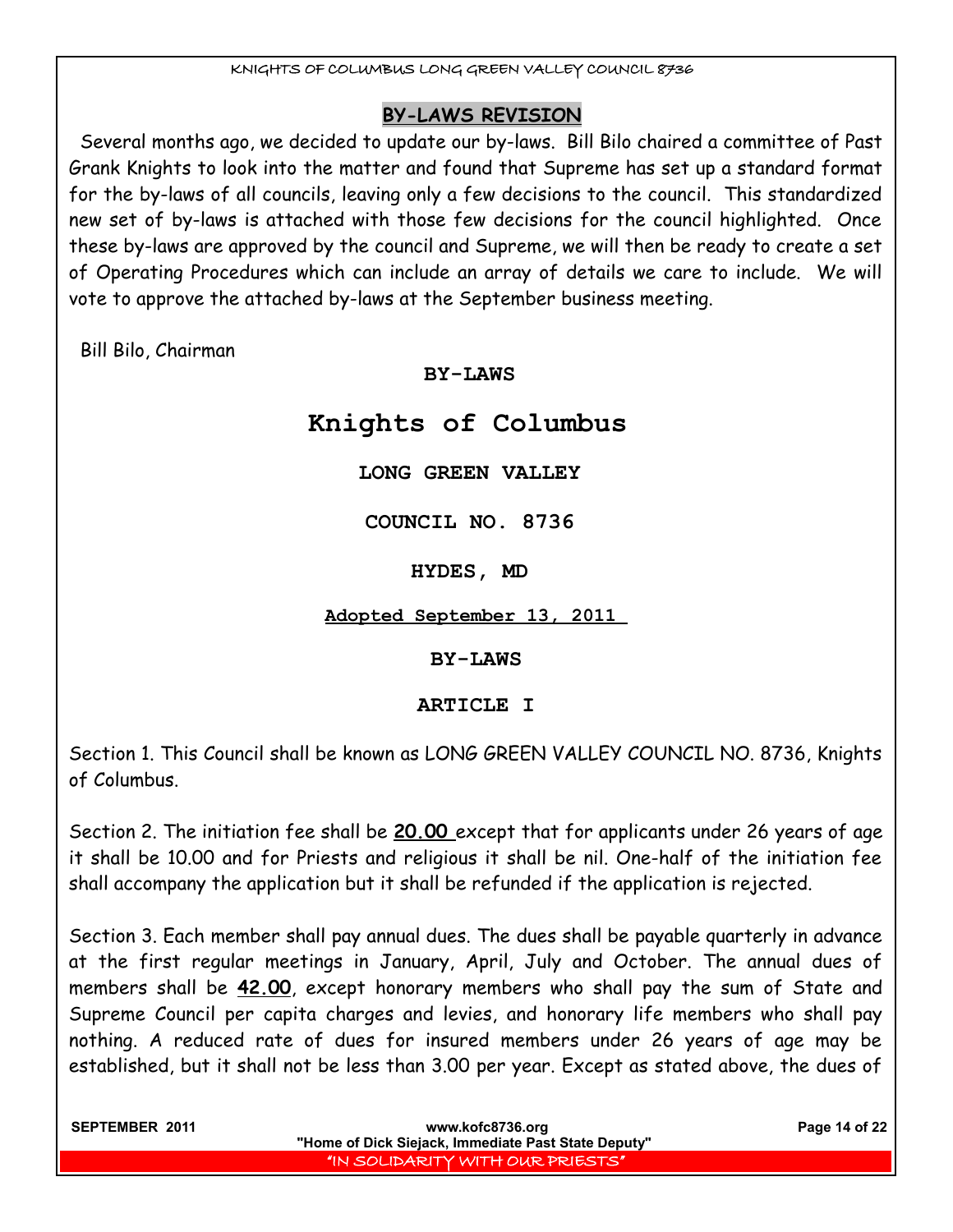## BY-LAWS REVISION

Several months ago, we decided to update our by-laws. Bill Bilo chaired a committee of Past Grank Knights to look into the matter and found that Supreme has set up a standard format for the by-laws of all councils, leaving only a few decisions to the council. This standardized new set of by-laws is attached with those few decisions for the council highlighted. Once these by-laws are approved by the council and Supreme, we will then be ready to create a set of Operating Procedures which can include an array of details we care to include. We will vote to approve the attached by-laws at the September business meeting.

Bill Bilo, Chairman

**BY-LAWS**

# Knights of Columbus

**LONG GREEN VALLEY**

**COUNCIL NO. 8736**

**HYDES, MD**

**Adopted September 13, 2011**

**BY-LAWS**

## ARTICLE I

Section 1. This Council shall be known as LONG GREEN VALLEY COUNCIL NO. 8736, Knights of Columbus.

Section 2. The initiation fee shall be **20.00** except that for applicants under 26 years of age it shall be 10.00 and for Priests and religious it shall be nil. One-half of the initiation fee shall accompany the application but it shall be refunded if the application is rejected.

Section 3. Each member shall pay annual dues. The dues shall be payable quarterly in advance at the first regular meetings in January, April, July and October. The annual dues of members shall be **42.00**, except honorary members who shall pay the sum of State and Supreme Council per capita charges and levies, and honorary life members who shall pay nothing. A reduced rate of dues for insured members under 26 years of age may be established, but it shall not be less than 3.00 per year. Except as stated above, the dues of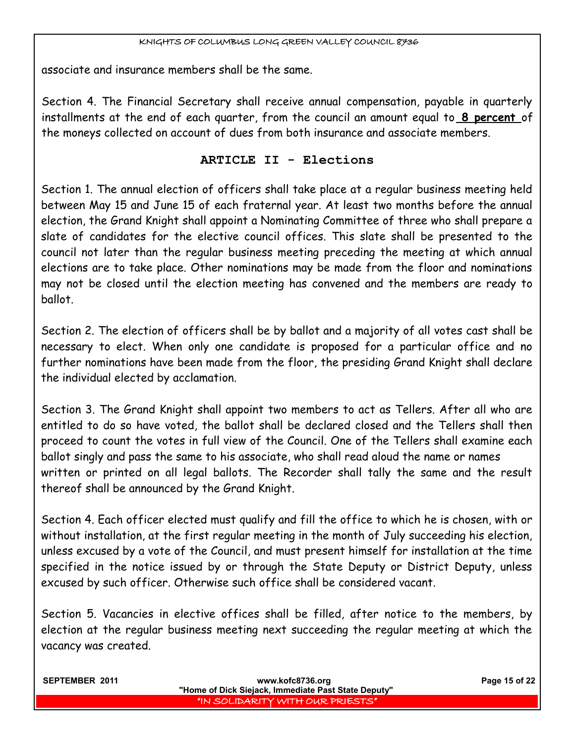associate and insurance members shall be the same.

Section 4. The Financial Secretary shall receive annual compensation, payable in quarterly installments at the end of each quarter, from the council an amount equal to **8 percent** of the moneys collected on account of dues from both insurance and associate members.

## ARTICLE II - Elections

Section 1. The annual election of officers shall take place at a regular business meeting held between May 15 and June 15 of each fraternal year. At least two months before the annual election, the Grand Knight shall appoint a Nominating Committee of three who shall prepare a slate of candidates for the elective council offices. This slate shall be presented to the council not later than the regular business meeting preceding the meeting at which annual elections are to take place. Other nominations may be made from the floor and nominations may not be closed until the election meeting has convened and the members are ready to ballot.

Section 2. The election of officers shall be by ballot and a majority of all votes cast shall be necessary to elect. When only one candidate is proposed for a particular office and no further nominations have been made from the floor, the presiding Grand Knight shall declare the individual elected by acclamation.

Section 3. The Grand Knight shall appoint two members to act as Tellers. After all who are entitled to do so have voted, the ballot shall be declared closed and the Tellers shall then proceed to count the votes in full view of the Council. One of the Tellers shall examine each ballot singly and pass the same to his associate, who shall read aloud the name or names written or printed on all legal ballots. The Recorder shall tally the same and the result thereof shall be announced by the Grand Knight.

Section 4. Each officer elected must qualify and fill the office to which he is chosen, with or without installation, at the first regular meeting in the month of July succeeding his election, unless excused by a vote of the Council, and must present himself for installation at the time specified in the notice issued by or through the State Deputy or District Deputy, unless excused by such officer. Otherwise such office shall be considered vacant.

Section 5. Vacancies in elective offices shall be filled, after notice to the members, by election at the regular business meeting next succeeding the regular meeting at which the vacancy was created.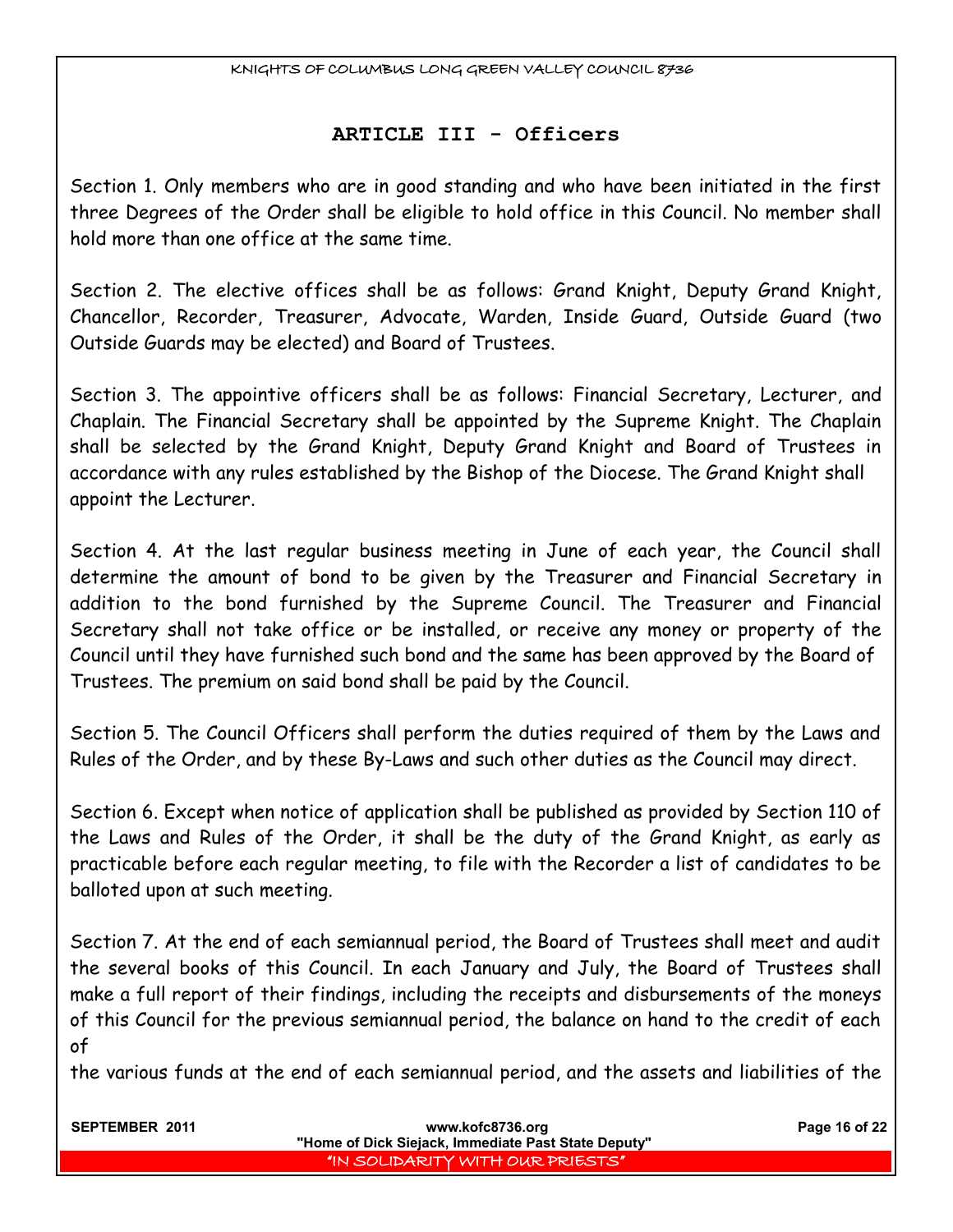## ARTICLE III - Officers

Section 1. Only members who are in good standing and who have been initiated in the first three Degrees of the Order shall be eligible to hold office in this Council. No member shall hold more than one office at the same time.

Section 2. The elective offices shall be as follows: Grand Knight, Deputy Grand Knight, Chancellor, Recorder, Treasurer, Advocate, Warden, Inside Guard, Outside Guard (two Outside Guards may be elected) and Board of Trustees.

Section 3. The appointive officers shall be as follows: Financial Secretary, Lecturer, and Chaplain. The Financial Secretary shall be appointed by the Supreme Knight. The Chaplain shall be selected by the Grand Knight, Deputy Grand Knight and Board of Trustees in accordance with any rules established by the Bishop of the Diocese. The Grand Knight shall appoint the Lecturer.

Section 4. At the last regular business meeting in June of each year, the Council shall determine the amount of bond to be given by the Treasurer and Financial Secretary in addition to the bond furnished by the Supreme Council. The Treasurer and Financial Secretary shall not take office or be installed, or receive any money or property of the Council until they have furnished such bond and the same has been approved by the Board of Trustees. The premium on said bond shall be paid by the Council.

Section 5. The Council Officers shall perform the duties required of them by the Laws and Rules of the Order, and by these By-Laws and such other duties as the Council may direct.

Section 6. Except when notice of application shall be published as provided by Section 110 of the Laws and Rules of the Order, it shall be the duty of the Grand Knight, as early as practicable before each regular meeting, to file with the Recorder a list of candidates to be balloted upon at such meeting.

Section 7. At the end of each semiannual period, the Board of Trustees shall meet and audit the several books of this Council. In each January and July, the Board of Trustees shall make a full report of their findings, including the receipts and disbursements of the moneys of this Council for the previous semiannual period, the balance on hand to the credit of each of the various funds at the end of each semiannual period, and the assets and liabilities of the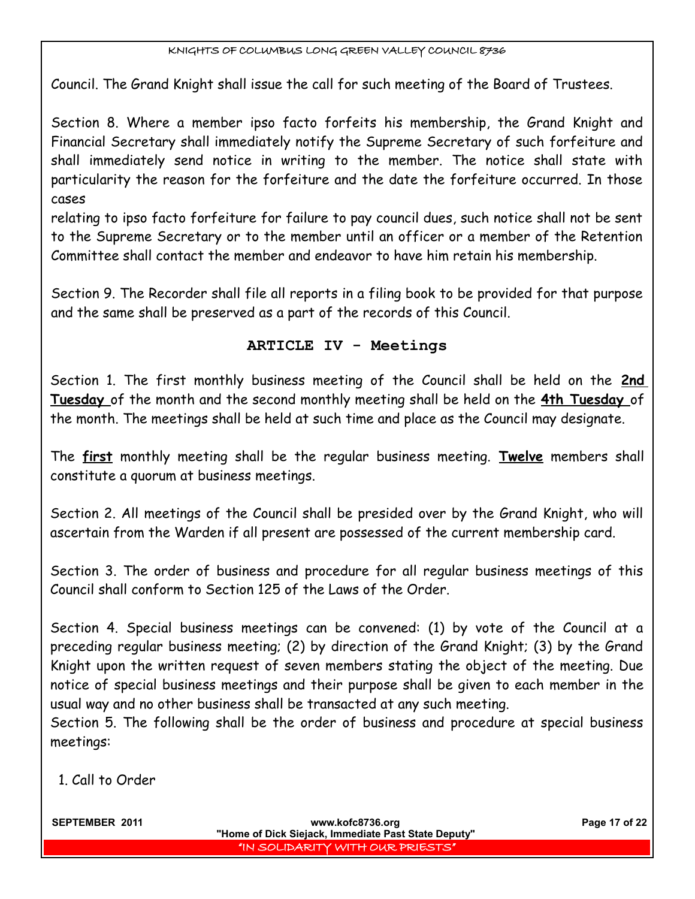Council. The Grand Knight shall issue the call for such meeting of the Board of Trustees.

Section 8. Where a member ipso facto forfeits his membership, the Grand Knight and Financial Secretary shall immediately notify the Supreme Secretary of such forfeiture and shall immediately send notice in writing to the member. The notice shall state with particularity the reason for the forfeiture and the date the forfeiture occurred. In those cases relating to ipso facto forfeiture for failure to pay council dues, such notice shall not be sent to the Supreme Secretary or to the member until an officer or a member of the Retention Committee shall contact the member and endeavor to have him retain his membership.

Section 9. The Recorder shall file all reports in a filing book to be provided for that purpose and the same shall be preserved as a part of the records of this Council.

## ARTICLE IV - Meetings

Section 1. The first monthly business meeting of the Council shall be held on the **2nd Tuesday** of the month and the second monthly meeting shall be held on the **4th Tuesday** of the month. The meetings shall be held at such time and place as the Council may designate.

The **first** monthly meeting shall be the regular business meeting. **Twelve** members shall constitute a quorum at business meetings.

Section 2. All meetings of the Council shall be presided over by the Grand Knight, who will ascertain from the Warden if all present are possessed of the current membership card.

Section 3. The order of business and procedure for all regular business meetings of this Council shall conform to Section 125 of the Laws of the Order.

Section 4. Special business meetings can be convened: (1) by vote of the Council at a preceding regular business meeting; (2) by direction of the Grand Knight; (3) by the Grand Knight upon the written request of seven members stating the object of the meeting. Due notice of special business meetings and their purpose shall be given to each member in the usual way and no other business shall be transacted at any such meeting.

Section 5. The following shall be the order of business and procedure at special business meetings:

1. Call to Order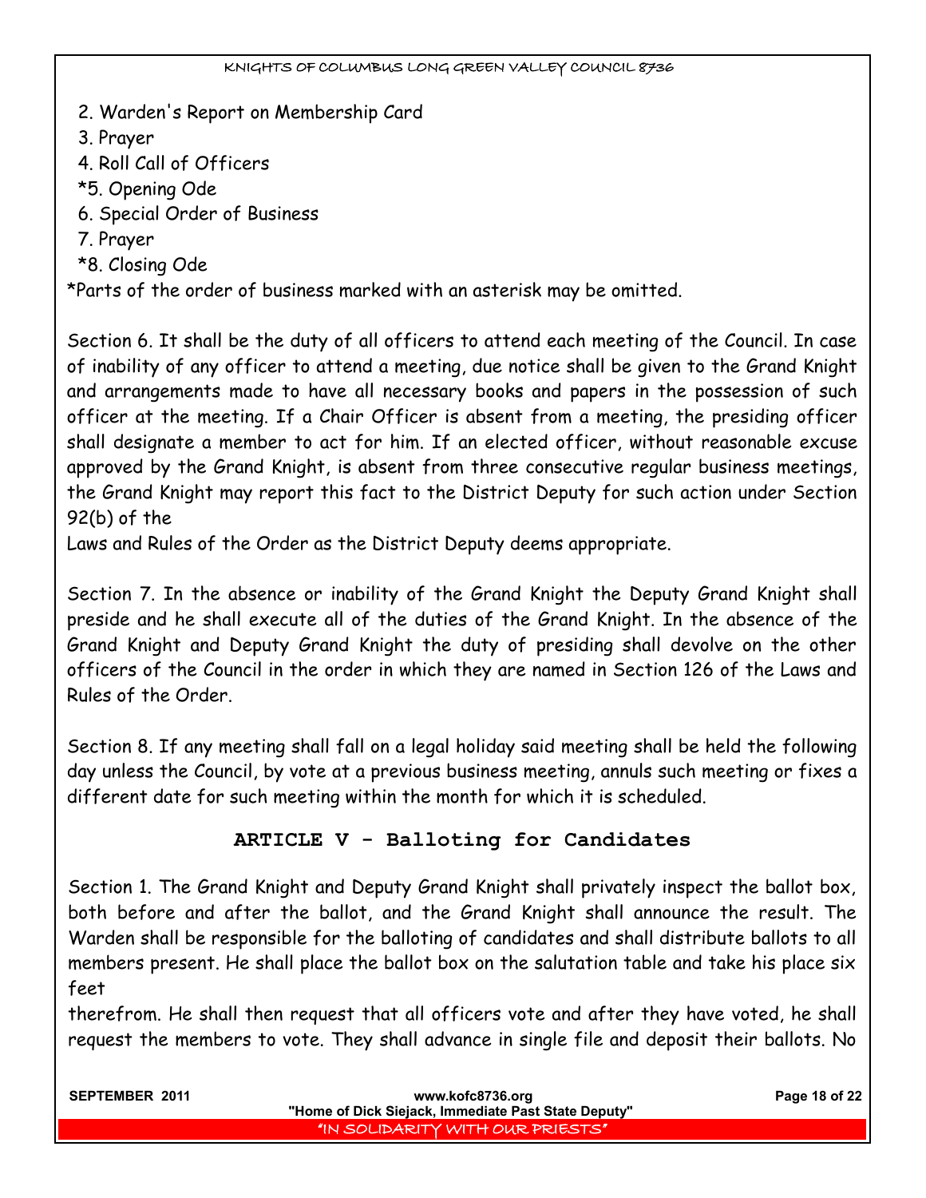2. Warden's Report on Membership Card
3. Prayer
4. Roll Call of Officers
*5. Opening Ode
6. Special Order of Business
7. Prayer
*8. Closing Ode

*Parts of the order of business marked with an asterisk may be omitted.

Section 6. It shall be the duty of all officers to attend each meeting of the Council. In case of inability of any officer to attend a meeting, due notice shall be given to the Grand Knight and arrangements made to have all necessary books and papers in the possession of such officer at the meeting. If a Chair Officer is absent from a meeting, the presiding officer shall designate a member to act for him. If an elected officer, without reasonable excuse approved by the Grand Knight, is absent from three consecutive regular business meetings, the Grand Knight may report this fact to the District Deputy for such action under Section 92(b) of the Laws and Rules of the Order as the District Deputy deems appropriate.

Section 7. In the absence or inability of the Grand Knight the Deputy Grand Knight shall preside and he shall execute all of the duties of the Grand Knight. In the absence of the Grand Knight and Deputy Grand Knight the duty of presiding shall devolve on the other officers of the Council in the order in which they are named in Section 126 of the Laws and Rules of the Order.

Section 8. If any meeting shall fall on a legal holiday said meeting shall be held the following day unless the Council, by vote at a previous business meeting, annuls such meeting or fixes a different date for such meeting within the month for which it is scheduled.

## ARTICLE V - Balloting for Candidates

Section 1. The Grand Knight and Deputy Grand Knight shall privately inspect the ballot box, both before and after the ballot, and the Grand Knight shall announce the result. The Warden shall be responsible for the balloting of candidates and shall distribute ballots to all members present. He shall place the ballot box on the salutation table and take his place six feet therefrom. He shall then request that all officers vote and after they have voted, he shall request the members to vote. They shall advance in single file and deposit their ballots. No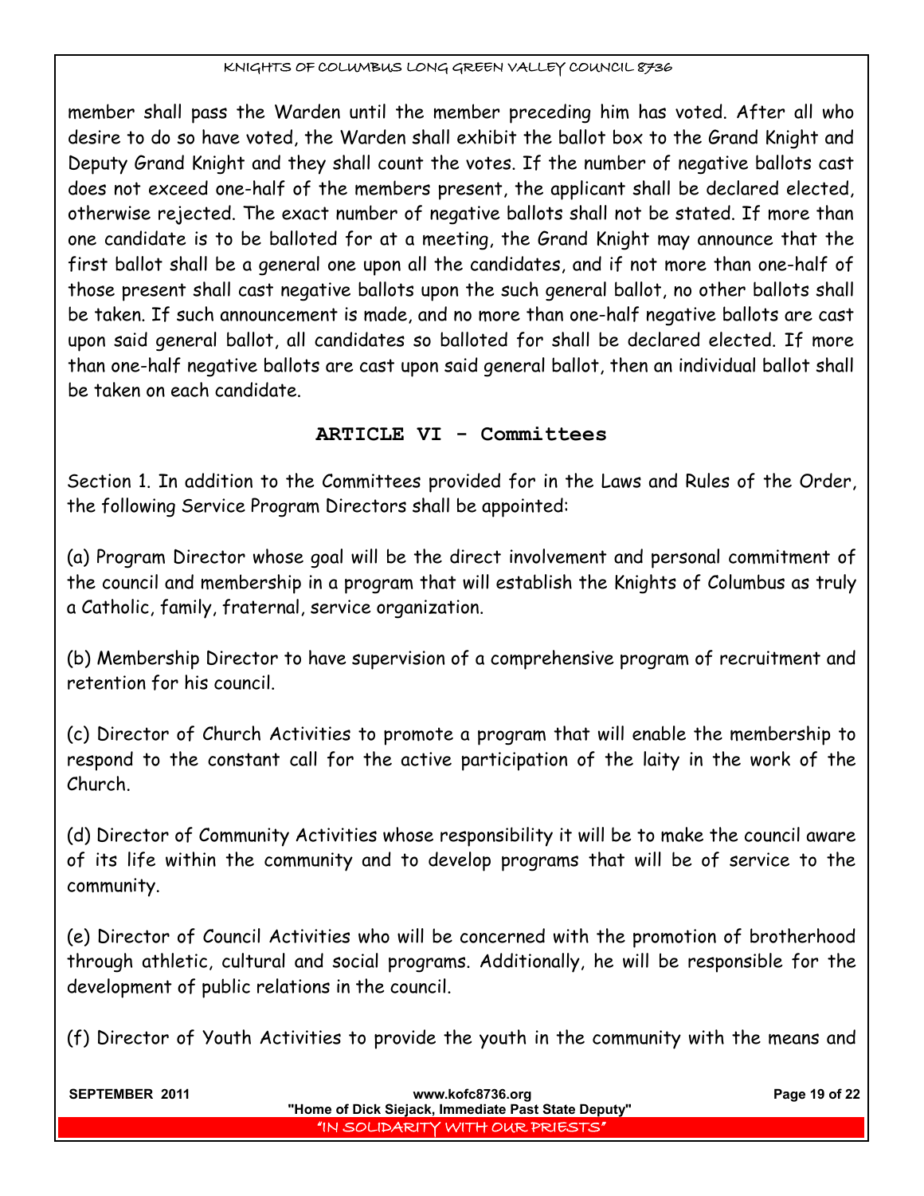member shall pass the Warden until the member preceding him has voted. After all who desire to do so have voted, the Warden shall exhibit the ballot box to the Grand Knight and Deputy Grand Knight and they shall count the votes. If the number of negative ballots cast does not exceed one-half of the members present, the applicant shall be declared elected, otherwise rejected. The exact number of negative ballots shall not be stated. If more than one candidate is to be balloted for at a meeting, the Grand Knight may announce that the first ballot shall be a general one upon all the candidates, and if not more than one-half of those present shall cast negative ballots upon the such general ballot, no other ballots shall be taken. If such announcement is made, and no more than one-half negative ballots are cast upon said general ballot, all candidates so balloted for shall be declared elected. If more than one-half negative ballots are cast upon said general ballot, then an individual ballot shall be taken on each candidate.

## ARTICLE VI - Committees

Section 1. In addition to the Committees provided for in the Laws and Rules of the Order, the following Service Program Directors shall be appointed:

(a) Program Director whose goal will be the direct involvement and personal commitment of the council and membership in a program that will establish the Knights of Columbus as truly a Catholic, family, fraternal, service organization.

(b) Membership Director to have supervision of a comprehensive program of recruitment and retention for his council.

(c) Director of Church Activities to promote a program that will enable the membership to respond to the constant call for the active participation of the laity in the work of the Church.

(d) Director of Community Activities whose responsibility it will be to make the council aware of its life within the community and to develop programs that will be of service to the community.

(e) Director of Council Activities who will be concerned with the promotion of brotherhood through athletic, cultural and social programs. Additionally, he will be responsible for the development of public relations in the council.

(f) Director of Youth Activities to provide the youth in the community with the means and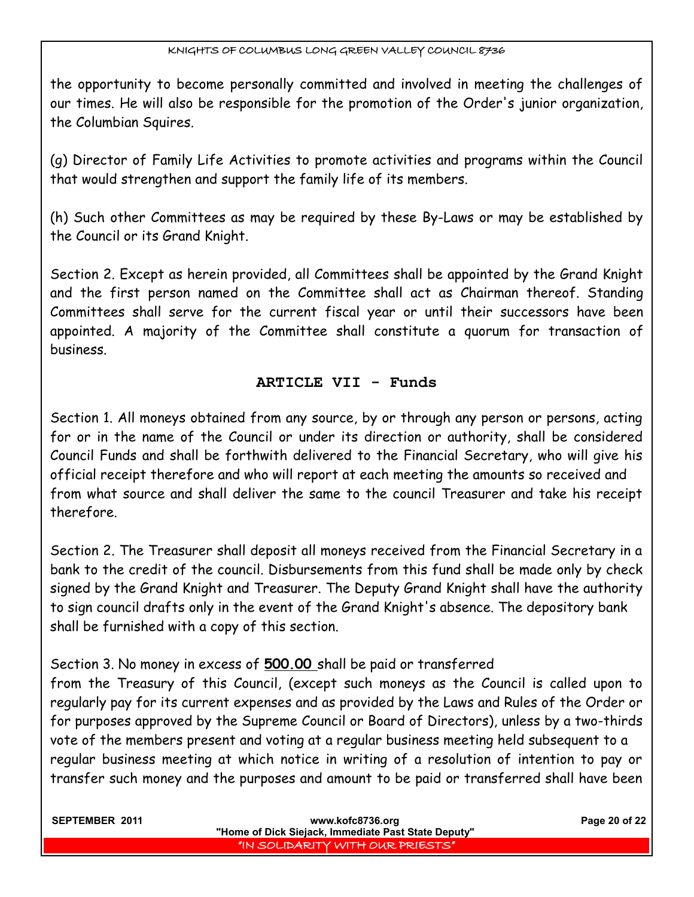the opportunity to become personally committed and involved in meeting the challenges of our times. He will also be responsible for the promotion of the Order's junior organization, the Columbian Squires.

(g) Director of Family Life Activities to promote activities and programs within the Council that would strengthen and support the family life of its members.

(h) Such other Committees as may be required by these By-Laws or may be established by the Council or its Grand Knight.

Section 2. Except as herein provided, all Committees shall be appointed by the Grand Knight and the first person named on the Committee shall act as Chairman thereof. Standing Committees shall serve for the current fiscal year or until their successors have been appointed. A majority of the Committee shall constitute a quorum for transaction of business.

## ARTICLE VII - Funds

Section 1. All moneys obtained from any source, by or through any person or persons, acting for or in the name of the Council or under its direction or authority, shall be considered Council Funds and shall be forthwith delivered to the Financial Secretary, who will give his official receipt therefore and who will report at each meeting the amounts so received and from what source and shall deliver the same to the council Treasurer and take his receipt therefore.

Section 2. The Treasurer shall deposit all moneys received from the Financial Secretary in a bank to the credit of the council. Disbursements from this fund shall be made only by check signed by the Grand Knight and Treasurer. The Deputy Grand Knight shall have the authority to sign council drafts only in the event of the Grand Knight's absence. The depository bank shall be furnished with a copy of this section.

Section 3. No money in excess of **500.00** shall be paid or transferred from the Treasury of this Council, (except such moneys as the Council is called upon to regularly pay for its current expenses and as provided by the Laws and Rules of the Order or for purposes approved by the Supreme Council or Board of Directors), unless by a two-thirds vote of the members present and voting at a regular business meeting held subsequent to a regular business meeting at which notice in writing of a resolution of intention to pay or transfer such money and the purposes and amount to be paid or transferred shall have been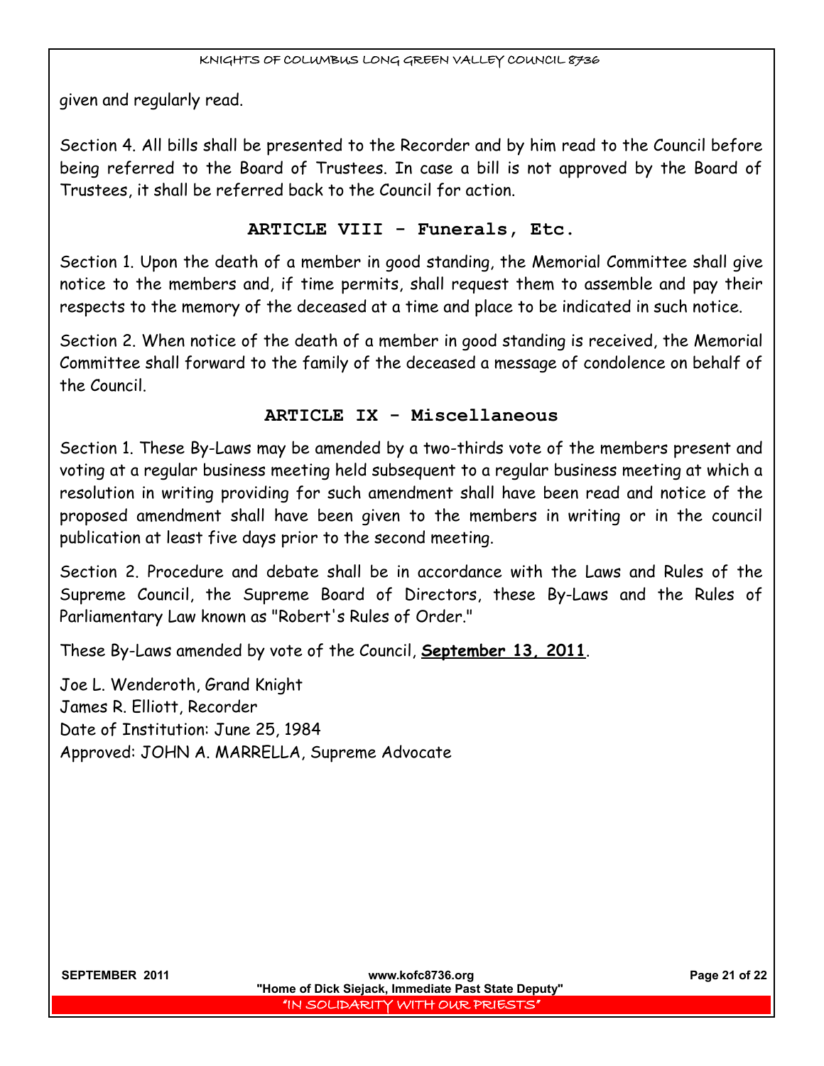given and regularly read.

Section 4. All bills shall be presented to the Recorder and by him read to the Council before being referred to the Board of Trustees. In case a bill is not approved by the Board of Trustees, it shall be referred back to the Council for action.

## ARTICLE VIII - Funerals, Etc.

Section 1. Upon the death of a member in good standing, the Memorial Committee shall give notice to the members and, if time permits, shall request them to assemble and pay their respects to the memory of the deceased at a time and place to be indicated in such notice.

Section 2. When notice of the death of a member in good standing is received, the Memorial Committee shall forward to the family of the deceased a message of condolence on behalf of the Council.

## ARTICLE IX - Miscellaneous

Section 1. These By-Laws may be amended by a two-thirds vote of the members present and voting at a regular business meeting held subsequent to a regular business meeting at which a resolution in writing providing for such amendment shall have been read and notice of the proposed amendment shall have been given to the members in writing or in the council publication at least five days prior to the second meeting.

Section 2. Procedure and debate shall be in accordance with the Laws and Rules of the Supreme Council, the Supreme Board of Directors, these By-Laws and the Rules of Parliamentary Law known as "Robert's Rules of Order."

These By-Laws amended by vote of the Council, **September 13, 2011**.

Joe L. Wenderoth, Grand Knight
James R. Elliott, Recorder
Date of Institution: June 25, 1984
Approved: JOHN A. MARRELLA, Supreme Advocate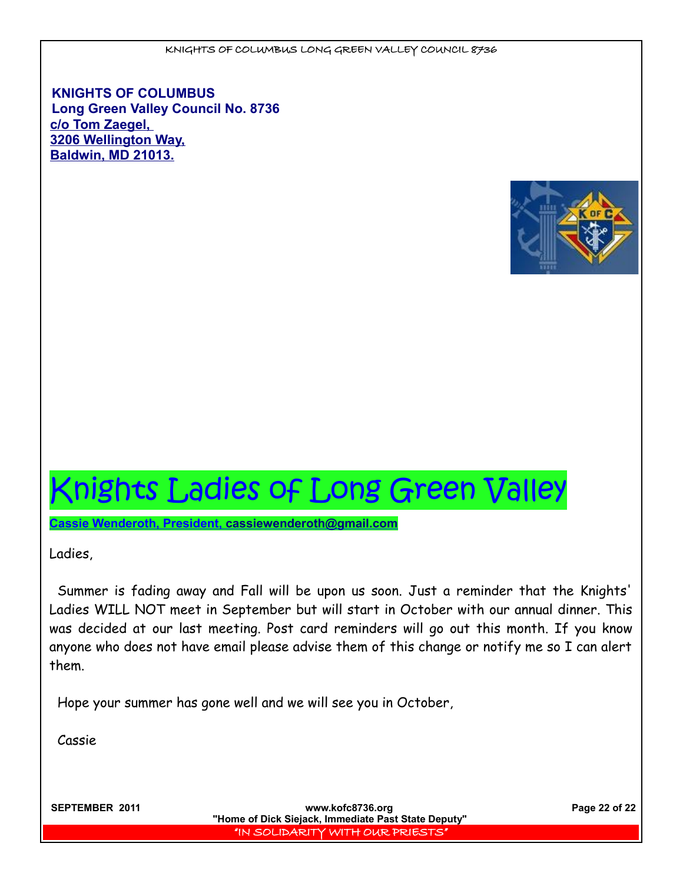**KNIGHTS OF COLUMBUS**
**Long Green Valley Council No. 8736**
**c/o Tom Zaegel,**
**3206 Wellington Way,**
**Baldwin, MD 21013.**

# Knights Ladies of Long Green Valley

**Cassie Wenderoth, President, cassiewenderoth@gmail.com**

Ladies,

Summer is fading away and Fall will be upon us soon. Just a reminder that the Knights' Ladies WILL NOT meet in September but will start in October with our annual dinner. This was decided at our last meeting. Post card reminders will go out this month. If you know anyone who does not have email please advise them of this change or notify me so I can alert them.

Hope your summer has gone well and we will see you in October,

Cassie